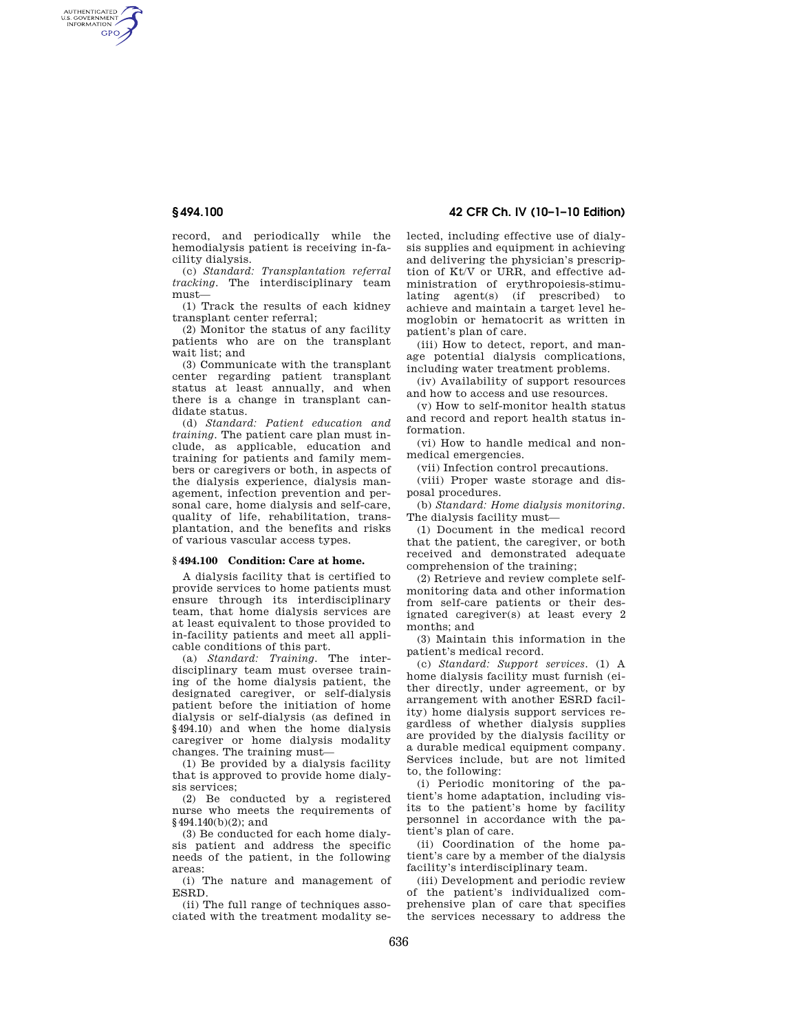record, and periodically while the hemodialysis patient is receiving in-facility dialysis.

(c) *Standard: Transplantation referral tracking*. The interdisciplinary team must—

(1) Track the results of each kidney transplant center referral;

(2) Monitor the status of any facility patients who are on the transplant wait list; and

(3) Communicate with the transplant center regarding patient transplant status at least annually, and when there is a change in transplant candidate status.

(d) *Standard: Patient education and training*. The patient care plan must include, as applicable, education and training for patients and family members or caregivers or both, in aspects of the dialysis experience, dialysis management, infection prevention and personal care, home dialysis and self-care, quality of life, rehabilitation, transplantation, and the benefits and risks of various vascular access types.

## § 494.100 Condition: Care at home.

A dialysis facility that is certified to provide services to home patients must ensure through its interdisciplinary team, that home dialysis services are at least equivalent to those provided to in-facility patients and meet all applicable conditions of this part.

(a) *Standard: Training*. The interdisciplinary team must oversee training of the home dialysis patient, the designated caregiver, or self-dialysis patient before the initiation of home dialysis or self-dialysis (as defined in §494.10) and when the home dialysis caregiver or home dialysis modality changes. The training must—

(1) Be provided by a dialysis facility that is approved to provide home dialysis services;

(2) Be conducted by a registered nurse who meets the requirements of §494.140(b)(2); and

(3) Be conducted for each home dialysis patient and address the specific needs of the patient, in the following areas:

(i) The nature and management of ESRD.

(ii) The full range of techniques associated with the treatment modality selected, including effective use of dialysis supplies and equipment in achieving and delivering the physician's prescription of Kt/V or URR, and effective administration of erythropoiesis-stimulating agent(s) (if prescribed) to achieve and maintain a target level hemoglobin or hematocrit as written in patient's plan of care.

(iii) How to detect, report, and manage potential dialysis complications, including water treatment problems.

(iv) Availability of support resources and how to access and use resources.

(v) How to self-monitor health status and record and report health status information.

(vi) How to handle medical and non-medical emergencies.

(vii) Infection control precautions.

(viii) Proper waste storage and disposal procedures.

(b) *Standard: Home dialysis monitoring*. The dialysis facility must—

(1) Document in the medical record that the patient, the caregiver, or both received and demonstrated adequate comprehension of the training;

(2) Retrieve and review complete self-monitoring data and other information from self-care patients or their designated caregiver(s) at least every 2 months; and

(3) Maintain this information in the patient's medical record.

(c) *Standard: Support services*. (1) A home dialysis facility must furnish (either directly, under agreement, or by arrangement with another ESRD facility) home dialysis support services regardless of whether dialysis supplies are provided by the dialysis facility or a durable medical equipment company. Services include, but are not limited to, the following:

(i) Periodic monitoring of the patient's home adaptation, including visits to the patient's home by facility personnel in accordance with the patient's plan of care.

(ii) Coordination of the home patient's care by a member of the dialysis facility's interdisciplinary team.

(iii) Development and periodic review of the patient's individualized comprehensive plan of care that specifies the services necessary to address the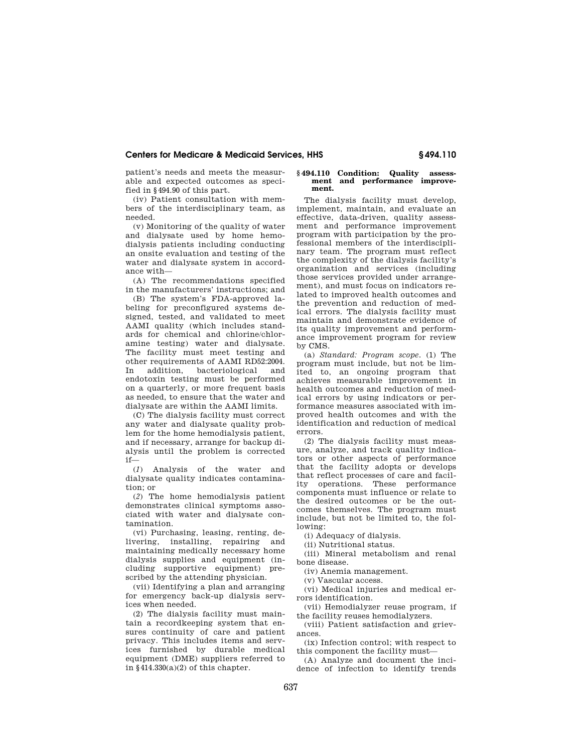patient's needs and meets the measurable and expected outcomes as specified in §494.90 of this part.

(iv) Patient consultation with members of the interdisciplinary team, as needed.

(v) Monitoring of the quality of water and dialysate used by home hemodialysis patients including conducting an onsite evaluation and testing of the water and dialysate system in accordance with—

(A) The recommendations specified in the manufacturers' instructions; and

(B) The system's FDA-approved labeling for preconfigured systems designed, tested, and validated to meet AAMI quality (which includes standards for chemical and chlorine/chloramine testing) water and dialysate. The facility must meet testing and other requirements of AAMI RD52:2004. In addition, bacteriological and endotoxin testing must be performed on a quarterly, or more frequent basis as needed, to ensure that the water and dialysate are within the AAMI limits.

(C) The dialysis facility must correct any water and dialysate quality problem for the home hemodialysis patient, and if necessary, arrange for backup dialysis until the problem is corrected if—

(*1*) Analysis of the water and dialysate quality indicates contamination; or

(*2*) The home hemodialysis patient demonstrates clinical symptoms associated with water and dialysate contamination.

(vi) Purchasing, leasing, renting, delivering, installing, repairing and maintaining medically necessary home dialysis supplies and equipment (including supportive equipment) prescribed by the attending physician.

(vii) Identifying a plan and arranging for emergency back-up dialysis services when needed.

(2) The dialysis facility must maintain a recordkeeping system that ensures continuity of care and patient privacy. This includes items and services furnished by durable medical equipment (DME) suppliers referred to in §414.330(a)(2) of this chapter.

### §494.110 Condition: Quality assessment and performance improvement.

The dialysis facility must develop, implement, maintain, and evaluate an effective, data-driven, quality assessment and performance improvement program with participation by the professional members of the interdisciplinary team. The program must reflect the complexity of the dialysis facility's organization and services (including those services provided under arrangement), and must focus on indicators related to improved health outcomes and the prevention and reduction of medical errors. The dialysis facility must maintain and demonstrate evidence of its quality improvement and performance improvement program for review by CMS.

(a) *Standard: Program scope.* (1) The program must include, but not be limited to, an ongoing program that achieves measurable improvement in health outcomes and reduction of medical errors by using indicators or performance measures associated with improved health outcomes and with the identification and reduction of medical errors.

(2) The dialysis facility must measure, analyze, and track quality indicators or other aspects of performance that the facility adopts or develops that reflect processes of care and facility operations. These performance components must influence or relate to the desired outcomes or be the outcomes themselves. The program must include, but not be limited to, the following:

(i) Adequacy of dialysis.

(ii) Nutritional status.

(iii) Mineral metabolism and renal bone disease.

(iv) Anemia management.

(v) Vascular access.

(vi) Medical injuries and medical errors identification.

(vii) Hemodialyzer reuse program, if the facility reuses hemodialyzers.

(viii) Patient satisfaction and grievances.

(ix) Infection control; with respect to this component the facility must—

(A) Analyze and document the incidence of infection to identify trends